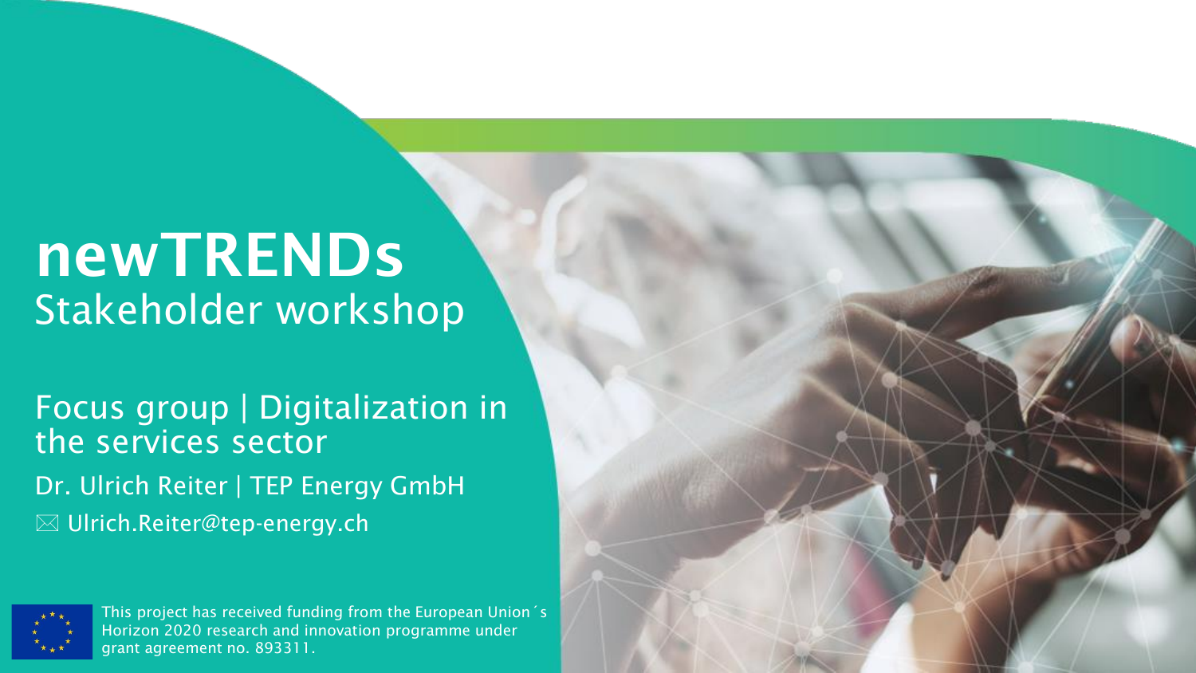# newTRENDs

## Stakeholder workshop

Focus group | Digitalization in the services sector

Dr. Ulrich Reiter | TEP Energy GmbH

✉ Ulrich.Reiter@tep-energy.ch

This project has received funding from the European Union´s Horizon 2020 research and innovation programme under grant agreement no. 893311.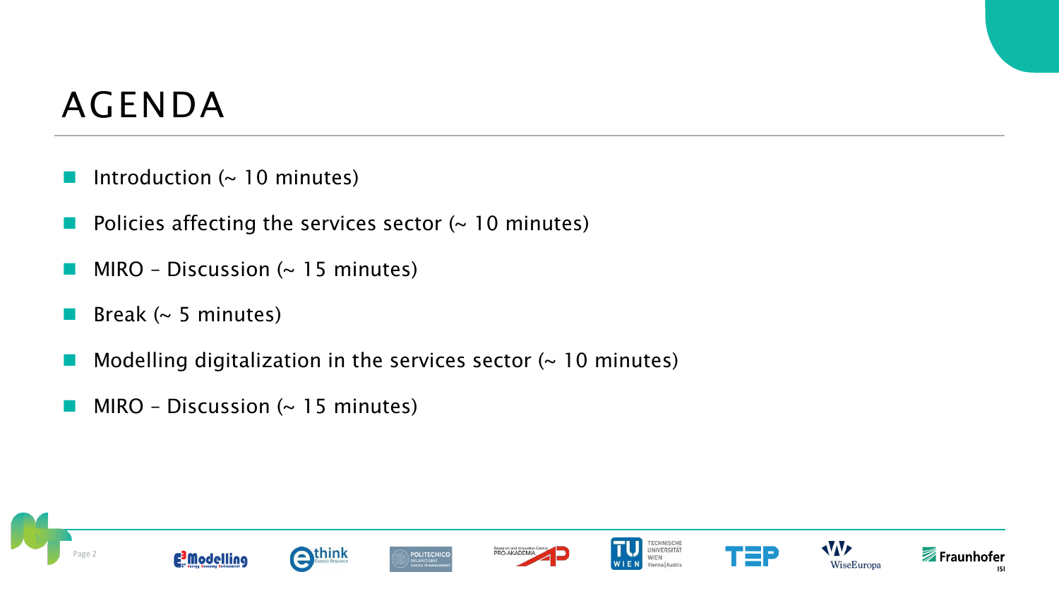# AGENDA

- Introduction (~ 10 minutes)
- Policies affecting the services sector (~ 10 minutes)
- MIRO – Discussion (~ 15 minutes)
- Break (~ 5 minutes)
- Modelling digitalization in the services sector (~ 10 minutes)
- MIRO – Discussion (~ 15 minutes)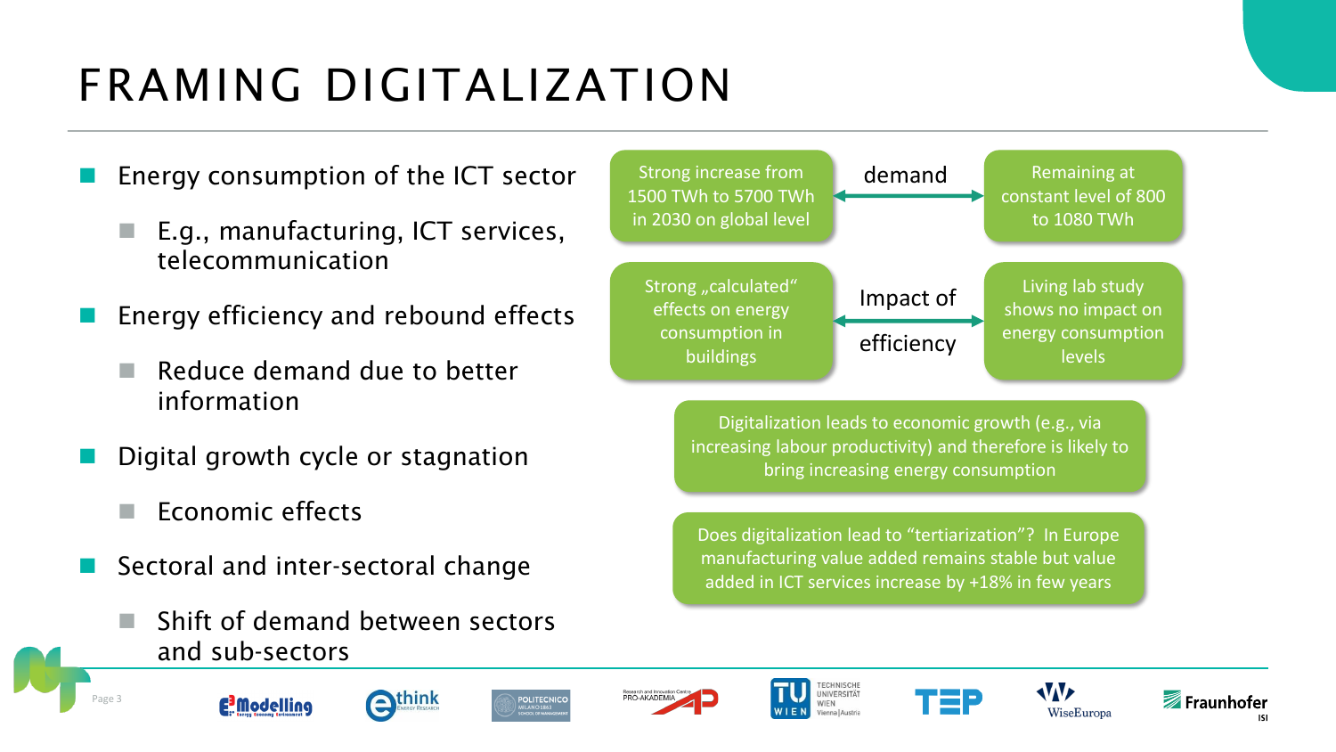# FRAMING DIGITALIZATION

- Energy consumption of the ICT sector
  - E.g., manufacturing, ICT services, telecommunication
- Energy efficiency and rebound effects
  - Reduce demand due to better information
- Digital growth cycle or stagnation
  - Economic effects
- Sectoral and inter-sectoral change
  - Shift of demand between sectors and sub-sectors

Strong increase from 1500 TWh to 5700 TWh in 2030 on global level ↔ **demand** ↔ Remaining at constant level of 800 to 1080 TWh

Strong „calculated" effects on energy consumption in buildings ↔ **Impact of efficiency** ↔ Living lab study shows no impact on energy consumption levels

Digitalization leads to economic growth (e.g., via increasing labour productivity) and therefore is likely to bring increasing energy consumption

Does digitalization lead to "tertiarization"? In Europe manufacturing value added remains stable but value added in ICT services increase by +18% in few years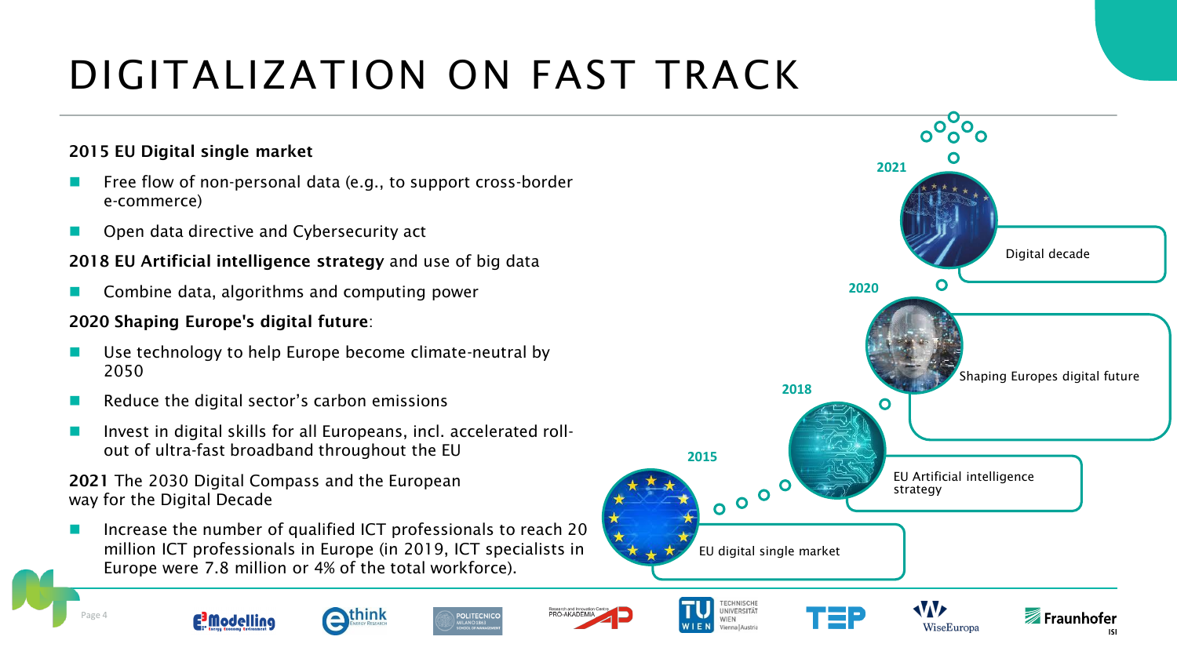# DIGITALIZATION ON FAST TRACK

**2015 EU Digital single market**

- Free flow of non-personal data (e.g., to support cross-border e-commerce)
- Open data directive and Cybersecurity act

**2018 EU Artificial intelligence strategy** and use of big data

- Combine data, algorithms and computing power

**2020 Shaping Europe's digital future**:

- Use technology to help Europe become climate-neutral by 2050
- Reduce the digital sector's carbon emissions
- Invest in digital skills for all Europeans, incl. accelerated roll-out of ultra-fast broadband throughout the EU

**2021** The 2030 Digital Compass and the European way for the Digital Decade

- Increase the number of qualified ICT professionals to reach 20 million ICT professionals in Europe (in 2019, ICT specialists in Europe were 7.8 million or 4% of the total workforce).

2015 – EU digital single market

2018 – EU Artificial intelligence strategy

2020 – Shaping Europes digital future

2021 – Digital decade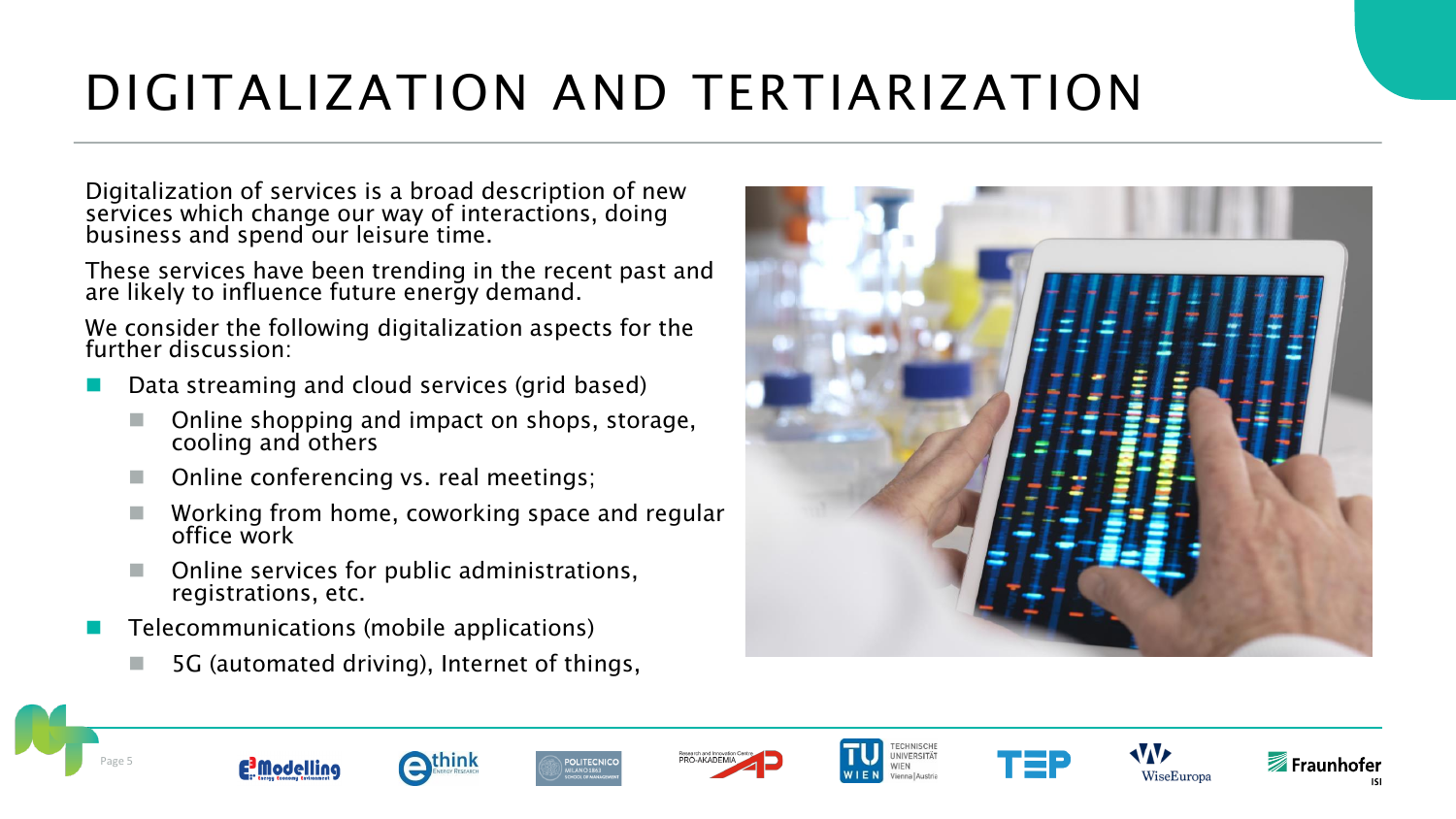# DIGITALIZATION AND TERTIARIZATION

Digitalization of services is a broad description of new services which change our way of interactions, doing business and spend our leisure time.

These services have been trending in the recent past and are likely to influence future energy demand.

We consider the following digitalization aspects for the further discussion:

- Data streaming and cloud services (grid based)
  - Online shopping and impact on shops, storage, cooling and others
  - Online conferencing vs. real meetings;
  - Working from home, coworking space and regular office work
  - Online services for public administrations, registrations, etc.
- Telecommunications (mobile applications)
  - 5G (automated driving), Internet of things,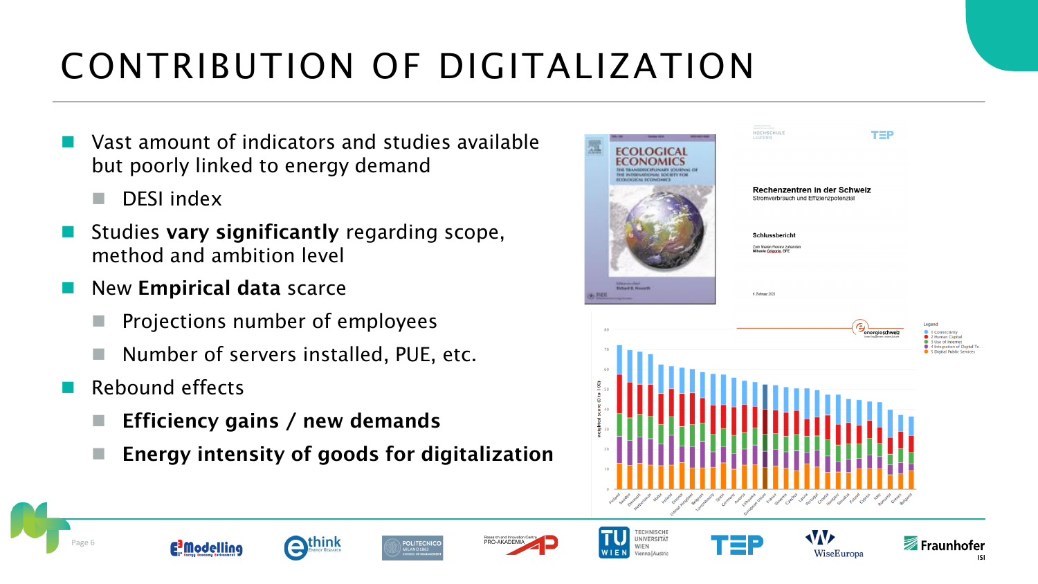# CONTRIBUTION OF DIGITALIZATION

- Vast amount of indicators and studies available but poorly linked to energy demand
  - DESI index
- Studies **vary significantly** regarding scope, method and ambition level
- New **Empirical data** scarce
  - Projections number of employees
  - Number of servers installed, PUE, etc.
- Rebound effects
  - **Efficiency gains / new demands**
  - **Energy intensity of goods for digitalization**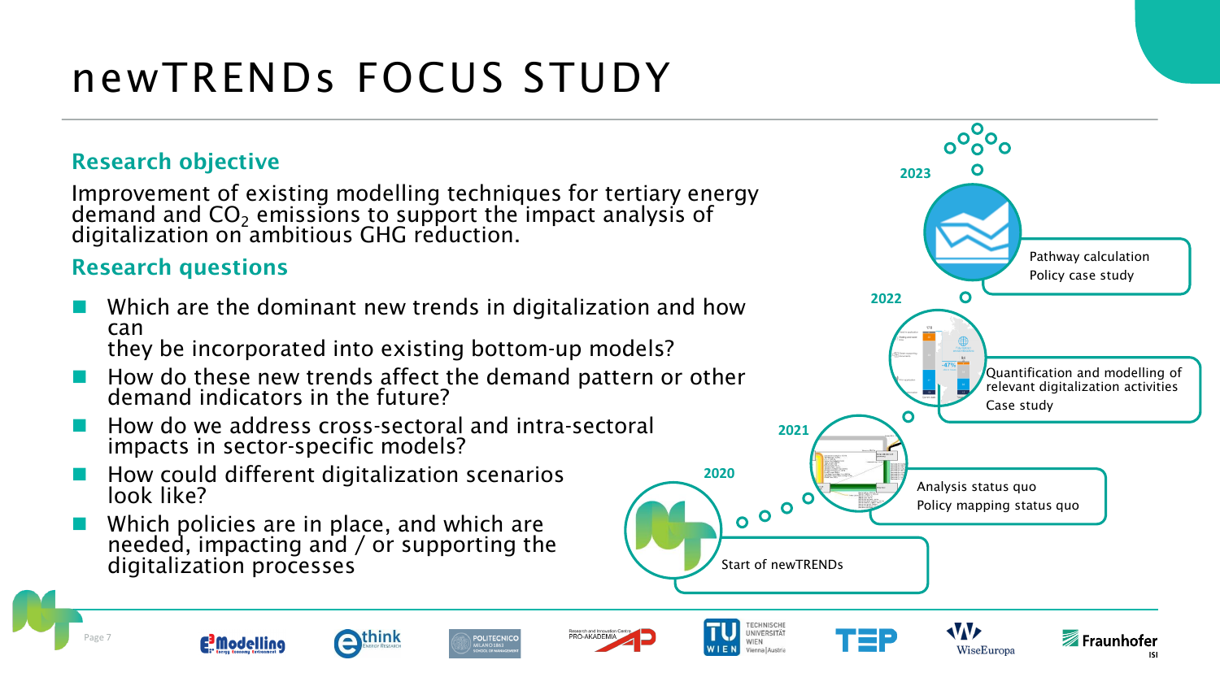# newTRENDs FOCUS STUDY

## Research objective

Improvement of existing modelling techniques for tertiary energy demand and $CO_2$ emissions to support the impact analysis of digitalization on ambitious GHG reduction.

## Research questions

- Which are the dominant new trends in digitalization and how can they be incorporated into existing bottom-up models?
- How do these new trends affect the demand pattern or other demand indicators in the future?
- How do we address cross-sectoral and intra-sectoral impacts in sector-specific models?
- How could different digitalization scenarios look like?
- Which policies are in place, and which are needed, impacting and / or supporting the digitalization processes

2023

Pathway calculation
Policy case study

2022

Quantification and modelling of relevant digitalization activities
Case study

2021

Analysis status quo
Policy mapping status quo

2020

Start of newTRENDs